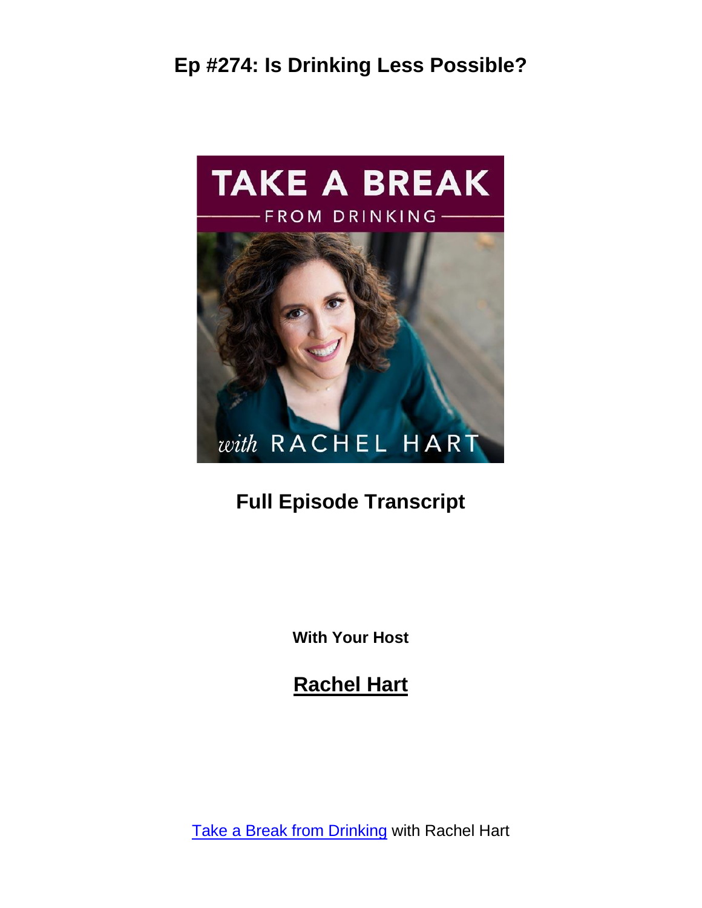# Ep #274: Is Drinking Less Possible?

## Full Episode Transcript

**With Your Host**

## Rachel Hart

Take a Break from Drinking with Rachel Hart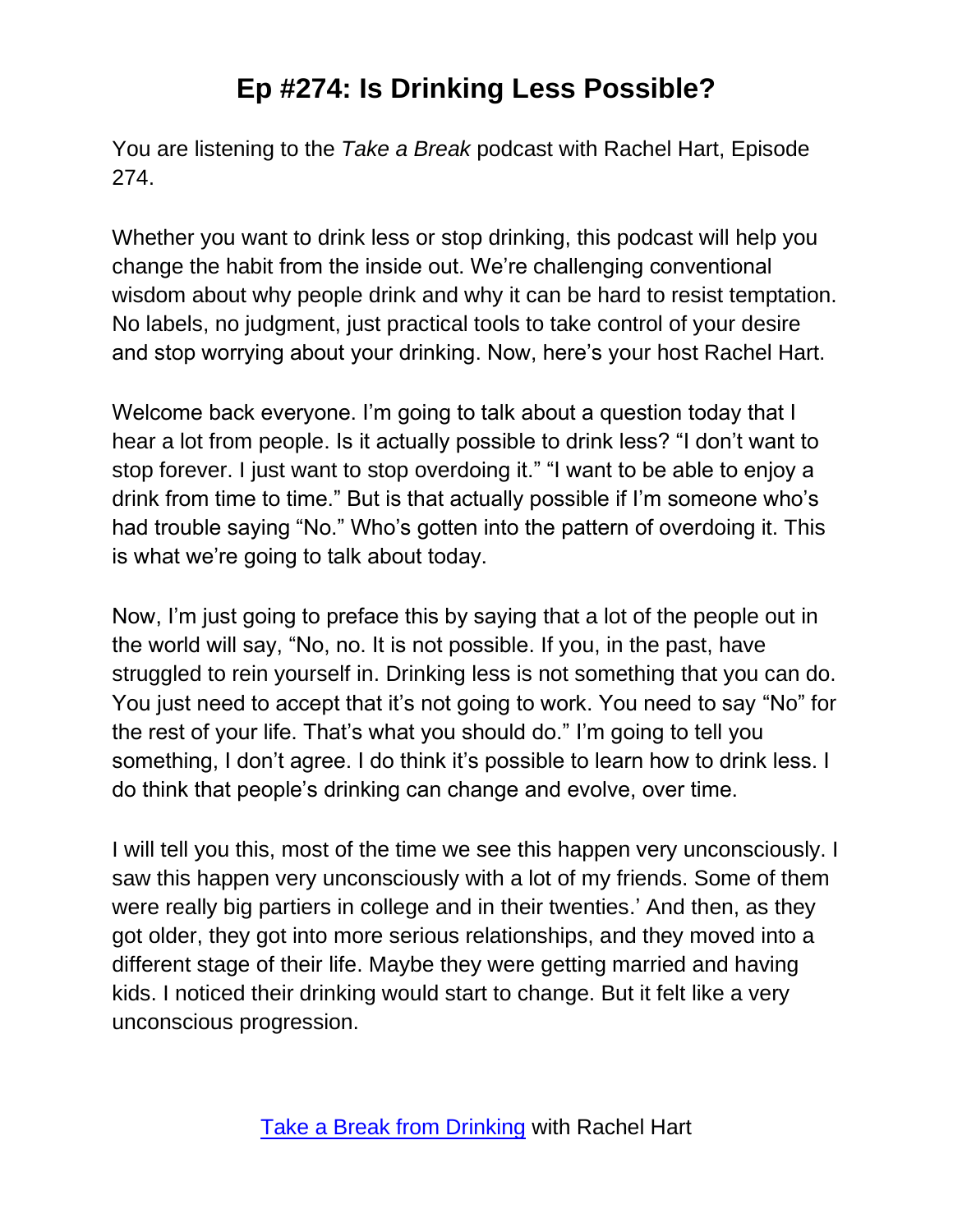# Ep #274: Is Drinking Less Possible?

You are listening to the *Take a Break* podcast with Rachel Hart, Episode 274.

Whether you want to drink less or stop drinking, this podcast will help you change the habit from the inside out. We're challenging conventional wisdom about why people drink and why it can be hard to resist temptation. No labels, no judgment, just practical tools to take control of your desire and stop worrying about your drinking. Now, here's your host Rachel Hart.

Welcome back everyone. I'm going to talk about a question today that I hear a lot from people. Is it actually possible to drink less? "I don't want to stop forever. I just want to stop overdoing it." "I want to be able to enjoy a drink from time to time." But is that actually possible if I'm someone who's had trouble saying "No." Who's gotten into the pattern of overdoing it. This is what we're going to talk about today.

Now, I'm just going to preface this by saying that a lot of the people out in the world will say, "No, no. It is not possible. If you, in the past, have struggled to rein yourself in. Drinking less is not something that you can do. You just need to accept that it's not going to work. You need to say "No" for the rest of your life. That's what you should do." I'm going to tell you something, I don't agree. I do think it's possible to learn how to drink less. I do think that people's drinking can change and evolve, over time.

I will tell you this, most of the time we see this happen very unconsciously. I saw this happen very unconsciously with a lot of my friends. Some of them were really big partiers in college and in their twenties.' And then, as they got older, they got into more serious relationships, and they moved into a different stage of their life. Maybe they were getting married and having kids. I noticed their drinking would start to change. But it felt like a very unconscious progression.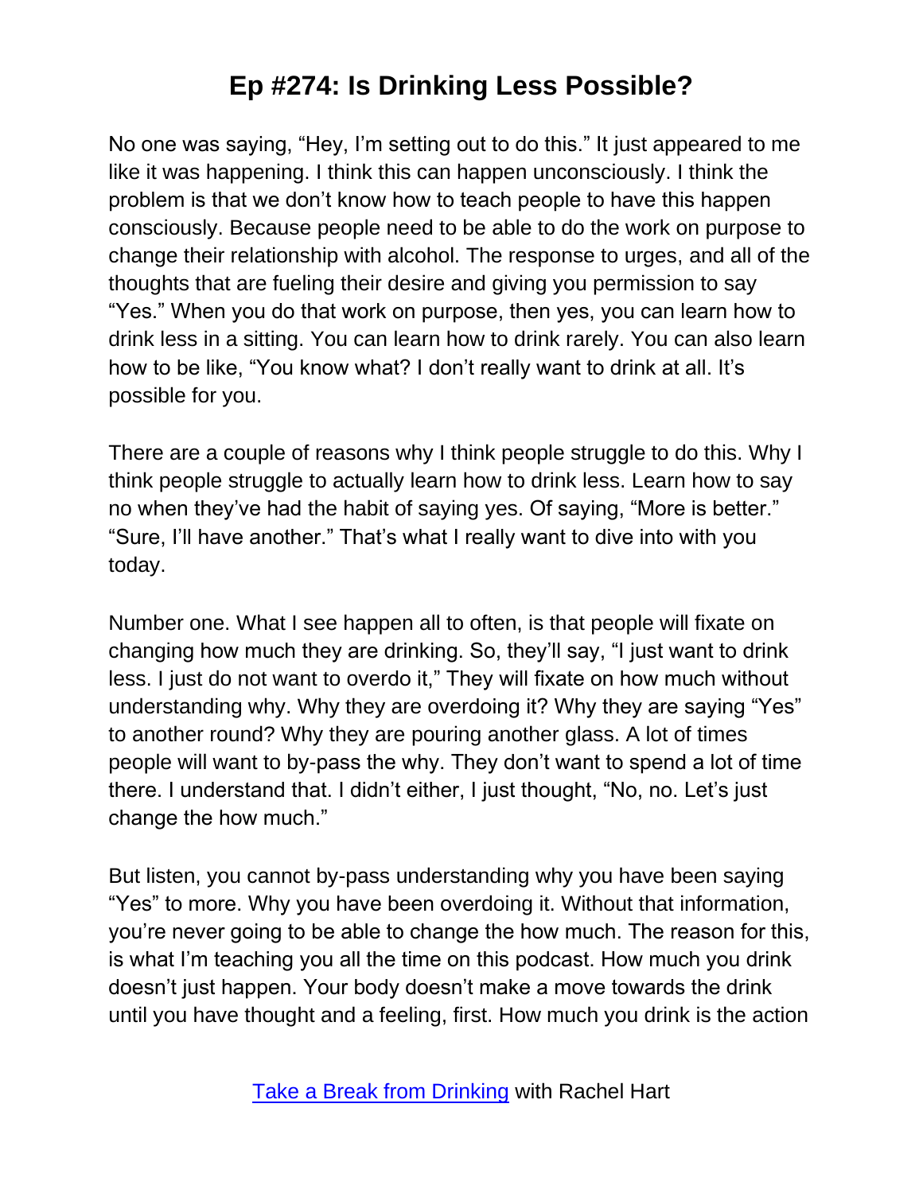No one was saying, "Hey, I'm setting out to do this." It just appeared to me like it was happening. I think this can happen unconsciously. I think the problem is that we don't know how to teach people to have this happen consciously. Because people need to be able to do the work on purpose to change their relationship with alcohol. The response to urges, and all of the thoughts that are fueling their desire and giving you permission to say "Yes." When you do that work on purpose, then yes, you can learn how to drink less in a sitting. You can learn how to drink rarely. You can also learn how to be like, "You know what? I don't really want to drink at all. It's possible for you.

There are a couple of reasons why I think people struggle to do this. Why I think people struggle to actually learn how to drink less. Learn how to say no when they've had the habit of saying yes. Of saying, "More is better." "Sure, I'll have another." That's what I really want to dive into with you today.

Number one. What I see happen all to often, is that people will fixate on changing how much they are drinking. So, they'll say, "I just want to drink less. I just do not want to overdo it," They will fixate on how much without understanding why. Why they are overdoing it? Why they are saying "Yes" to another round? Why they are pouring another glass. A lot of times people will want to by-pass the why. They don't want to spend a lot of time there. I understand that. I didn't either, I just thought, "No, no. Let's just change the how much."

But listen, you cannot by-pass understanding why you have been saying "Yes" to more. Why you have been overdoing it. Without that information, you're never going to be able to change the how much. The reason for this, is what I'm teaching you all the time on this podcast. How much you drink doesn't just happen. Your body doesn't make a move towards the drink until you have thought and a feeling, first. How much you drink is the action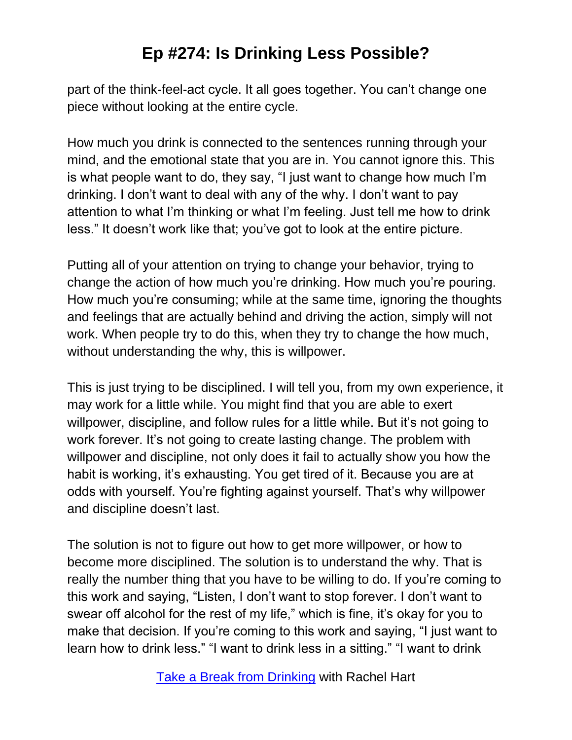part of the think-feel-act cycle. It all goes together. You can't change one piece without looking at the entire cycle.

How much you drink is connected to the sentences running through your mind, and the emotional state that you are in. You cannot ignore this. This is what people want to do, they say, "I just want to change how much I'm drinking. I don't want to deal with any of the why. I don't want to pay attention to what I'm thinking or what I'm feeling. Just tell me how to drink less." It doesn't work like that; you've got to look at the entire picture.

Putting all of your attention on trying to change your behavior, trying to change the action of how much you're drinking. How much you're pouring. How much you're consuming; while at the same time, ignoring the thoughts and feelings that are actually behind and driving the action, simply will not work. When people try to do this, when they try to change the how much, without understanding the why, this is willpower.

This is just trying to be disciplined. I will tell you, from my own experience, it may work for a little while. You might find that you are able to exert willpower, discipline, and follow rules for a little while. But it's not going to work forever. It's not going to create lasting change. The problem with willpower and discipline, not only does it fail to actually show you how the habit is working, it's exhausting. You get tired of it. Because you are at odds with yourself. You're fighting against yourself. That's why willpower and discipline doesn't last.

The solution is not to figure out how to get more willpower, or how to become more disciplined. The solution is to understand the why. That is really the number thing that you have to be willing to do. If you're coming to this work and saying, "Listen, I don't want to stop forever. I don't want to swear off alcohol for the rest of my life," which is fine, it's okay for you to make that decision. If you're coming to this work and saying, "I just want to learn how to drink less." "I want to drink less in a sitting." "I want to drink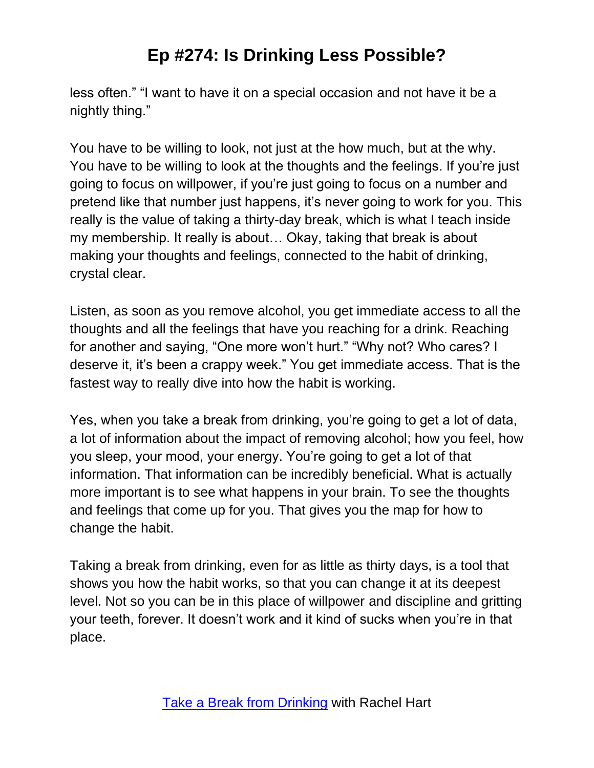less often." "I want to have it on a special occasion and not have it be a nightly thing."

You have to be willing to look, not just at the how much, but at the why. You have to be willing to look at the thoughts and the feelings. If you're just going to focus on willpower, if you're just going to focus on a number and pretend like that number just happens, it's never going to work for you. This really is the value of taking a thirty-day break, which is what I teach inside my membership. It really is about… Okay, taking that break is about making your thoughts and feelings, connected to the habit of drinking, crystal clear.

Listen, as soon as you remove alcohol, you get immediate access to all the thoughts and all the feelings that have you reaching for a drink. Reaching for another and saying, "One more won't hurt." "Why not? Who cares? I deserve it, it's been a crappy week." You get immediate access. That is the fastest way to really dive into how the habit is working.

Yes, when you take a break from drinking, you're going to get a lot of data, a lot of information about the impact of removing alcohol; how you feel, how you sleep, your mood, your energy. You're going to get a lot of that information. That information can be incredibly beneficial. What is actually more important is to see what happens in your brain. To see the thoughts and feelings that come up for you. That gives you the map for how to change the habit.

Taking a break from drinking, even for as little as thirty days, is a tool that shows you how the habit works, so that you can change it at its deepest level. Not so you can be in this place of willpower and discipline and gritting your teeth, forever. It doesn't work and it kind of sucks when you're in that place.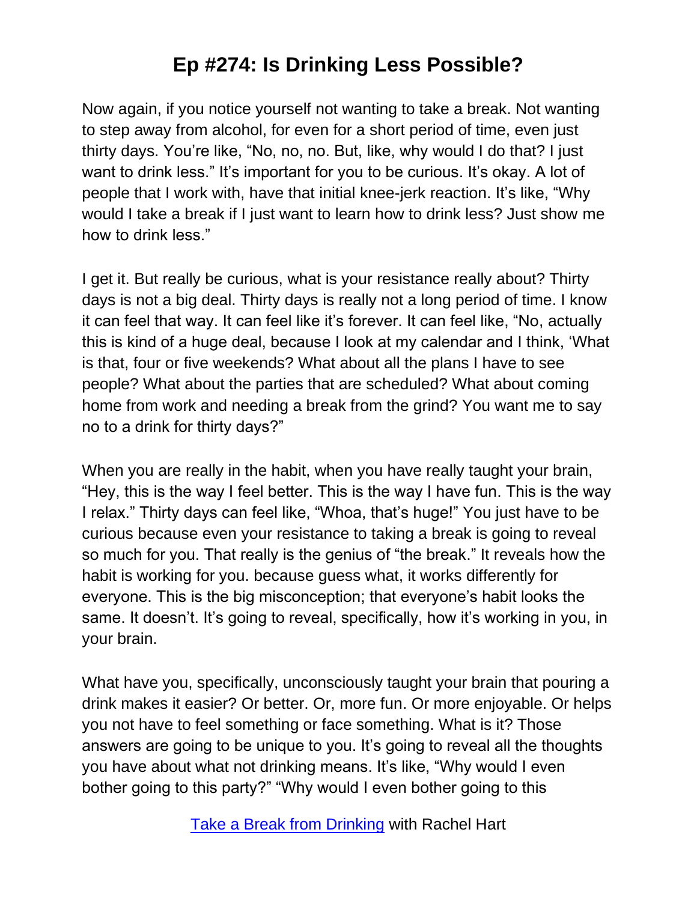Now again, if you notice yourself not wanting to take a break. Not wanting to step away from alcohol, for even for a short period of time, even just thirty days. You're like, "No, no, no. But, like, why would I do that? I just want to drink less." It's important for you to be curious. It's okay. A lot of people that I work with, have that initial knee-jerk reaction. It's like, "Why would I take a break if I just want to learn how to drink less? Just show me how to drink less."

I get it. But really be curious, what is your resistance really about? Thirty days is not a big deal. Thirty days is really not a long period of time. I know it can feel that way. It can feel like it's forever. It can feel like, "No, actually this is kind of a huge deal, because I look at my calendar and I think, 'What is that, four or five weekends? What about all the plans I have to see people? What about the parties that are scheduled? What about coming home from work and needing a break from the grind? You want me to say no to a drink for thirty days?"

When you are really in the habit, when you have really taught your brain, "Hey, this is the way I feel better. This is the way I have fun. This is the way I relax." Thirty days can feel like, "Whoa, that's huge!" You just have to be curious because even your resistance to taking a break is going to reveal so much for you. That really is the genius of "the break." It reveals how the habit is working for you. because guess what, it works differently for everyone. This is the big misconception; that everyone's habit looks the same. It doesn't. It's going to reveal, specifically, how it's working in you, in your brain.

What have you, specifically, unconsciously taught your brain that pouring a drink makes it easier? Or better. Or, more fun. Or more enjoyable. Or helps you not have to feel something or face something. What is it? Those answers are going to be unique to you. It's going to reveal all the thoughts you have about what not drinking means. It's like, "Why would I even bother going to this party?" "Why would I even bother going to this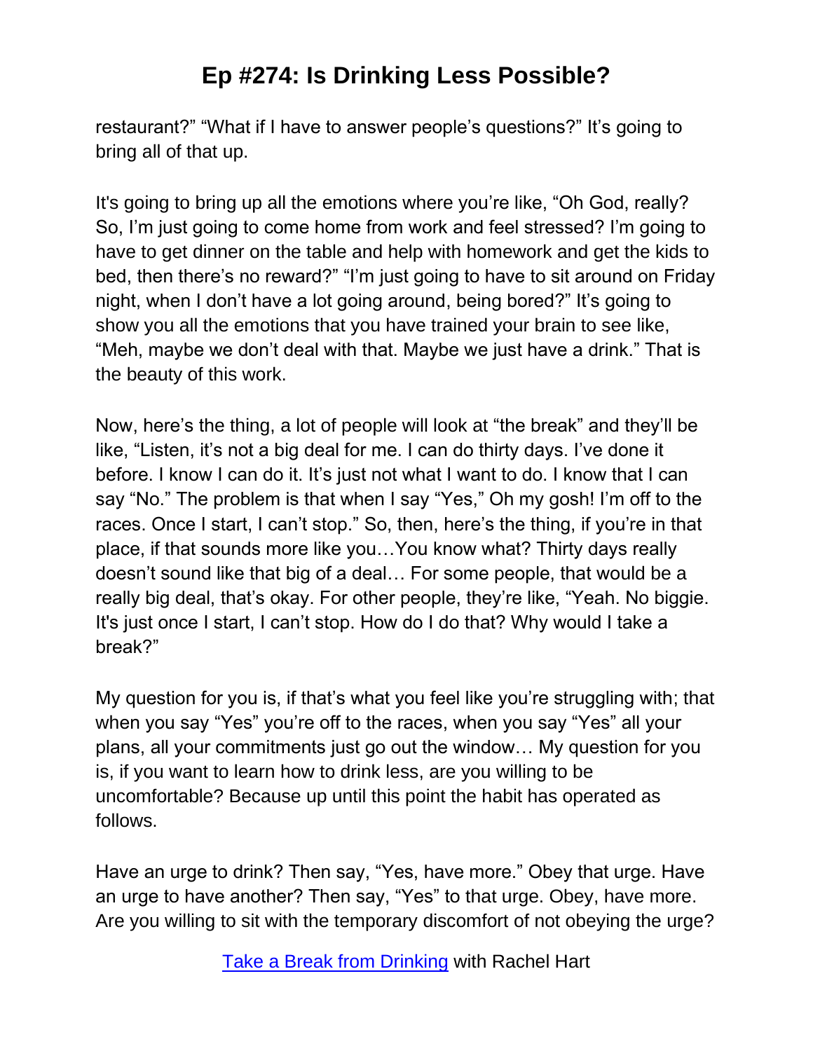restaurant?" "What if I have to answer people's questions?" It's going to bring all of that up.

It's going to bring up all the emotions where you're like, "Oh God, really? So, I'm just going to come home from work and feel stressed? I'm going to have to get dinner on the table and help with homework and get the kids to bed, then there's no reward?" "I'm just going to have to sit around on Friday night, when I don't have a lot going around, being bored?" It's going to show you all the emotions that you have trained your brain to see like, "Meh, maybe we don't deal with that. Maybe we just have a drink." That is the beauty of this work.

Now, here's the thing, a lot of people will look at "the break" and they'll be like, "Listen, it's not a big deal for me. I can do thirty days. I've done it before. I know I can do it. It's just not what I want to do. I know that I can say "No." The problem is that when I say "Yes," Oh my gosh! I'm off to the races. Once I start, I can't stop." So, then, here's the thing, if you're in that place, if that sounds more like you…You know what? Thirty days really doesn't sound like that big of a deal… For some people, that would be a really big deal, that's okay. For other people, they're like, "Yeah. No biggie. It's just once I start, I can't stop. How do I do that? Why would I take a break?"

My question for you is, if that's what you feel like you're struggling with; that when you say "Yes" you're off to the races, when you say "Yes" all your plans, all your commitments just go out the window… My question for you is, if you want to learn how to drink less, are you willing to be uncomfortable? Because up until this point the habit has operated as follows.

Have an urge to drink? Then say, "Yes, have more." Obey that urge. Have an urge to have another? Then say, "Yes" to that urge. Obey, have more. Are you willing to sit with the temporary discomfort of not obeying the urge?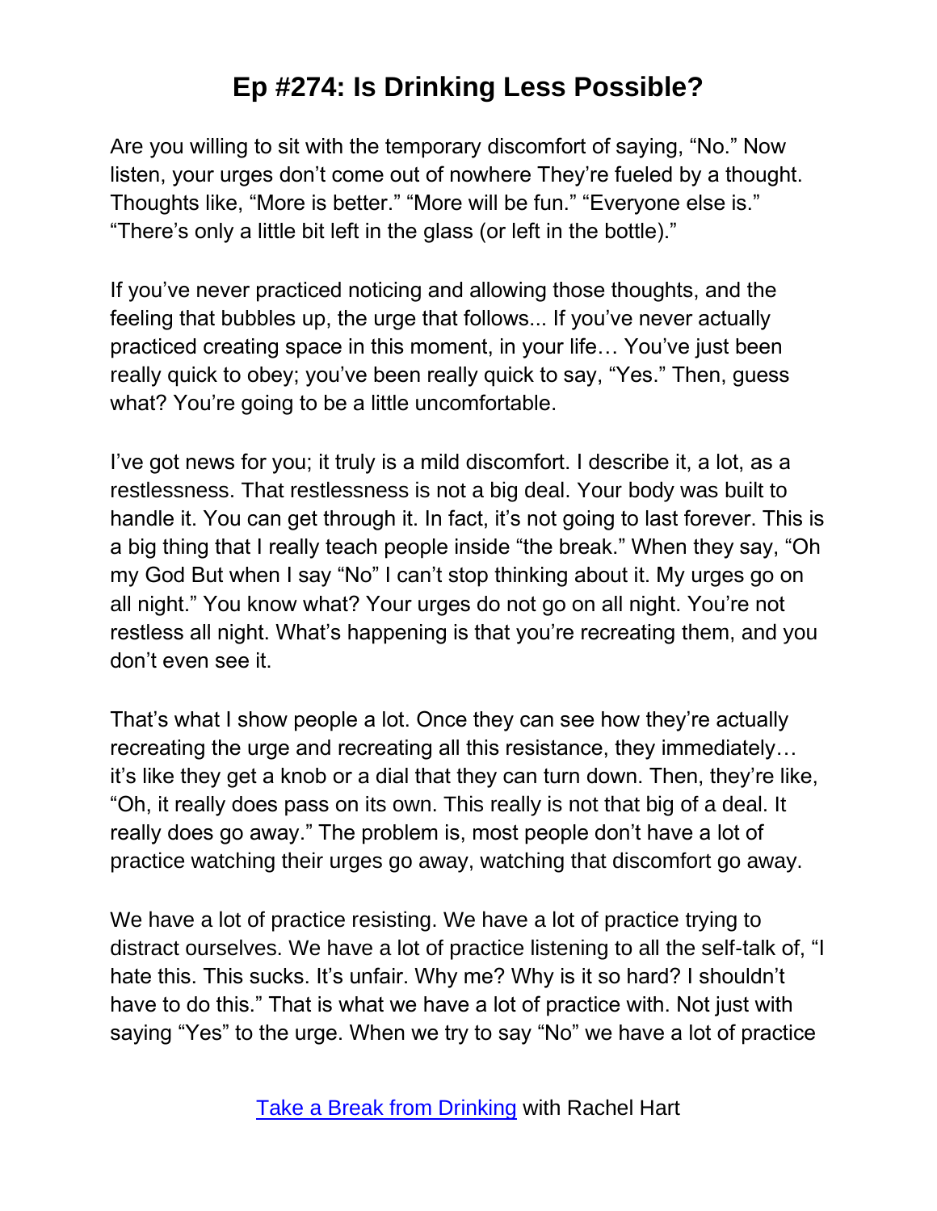# Ep #274: Is Drinking Less Possible?

Are you willing to sit with the temporary discomfort of saying, "No." Now listen, your urges don't come out of nowhere They're fueled by a thought. Thoughts like, "More is better." "More will be fun." "Everyone else is." "There's only a little bit left in the glass (or left in the bottle)."

If you've never practiced noticing and allowing those thoughts, and the feeling that bubbles up, the urge that follows... If you've never actually practiced creating space in this moment, in your life… You've just been really quick to obey; you've been really quick to say, "Yes." Then, guess what? You're going to be a little uncomfortable.

I've got news for you; it truly is a mild discomfort. I describe it, a lot, as a restlessness. That restlessness is not a big deal. Your body was built to handle it. You can get through it. In fact, it's not going to last forever. This is a big thing that I really teach people inside "the break." When they say, "Oh my God But when I say "No" I can't stop thinking about it. My urges go on all night." You know what? Your urges do not go on all night. You're not restless all night. What's happening is that you're recreating them, and you don't even see it.

That's what I show people a lot. Once they can see how they're actually recreating the urge and recreating all this resistance, they immediately… it's like they get a knob or a dial that they can turn down. Then, they're like, "Oh, it really does pass on its own. This really is not that big of a deal. It really does go away." The problem is, most people don't have a lot of practice watching their urges go away, watching that discomfort go away.

We have a lot of practice resisting. We have a lot of practice trying to distract ourselves. We have a lot of practice listening to all the self-talk of, "I hate this. This sucks. It's unfair. Why me? Why is it so hard? I shouldn't have to do this." That is what we have a lot of practice with. Not just with saying "Yes" to the urge. When we try to say "No" we have a lot of practice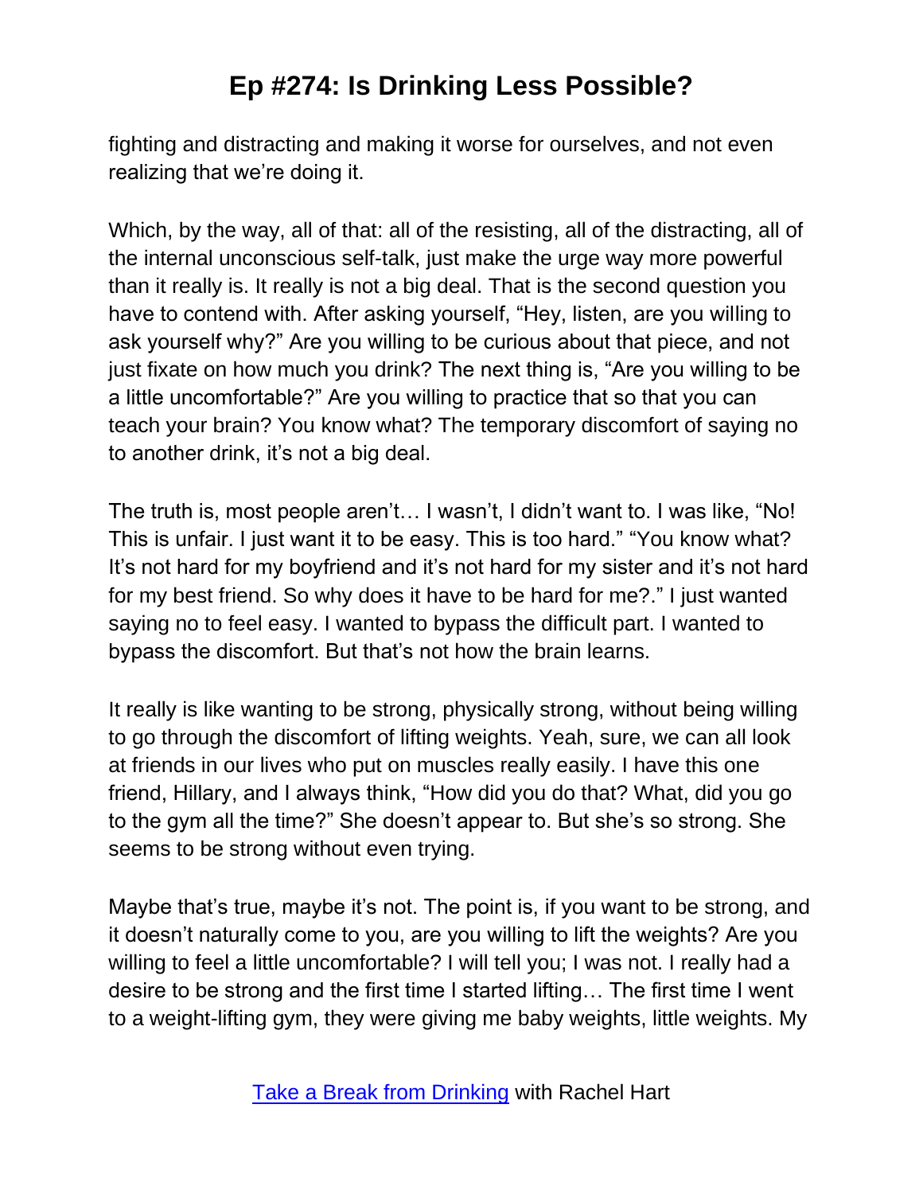fighting and distracting and making it worse for ourselves, and not even realizing that we're doing it.

Which, by the way, all of that: all of the resisting, all of the distracting, all of the internal unconscious self-talk, just make the urge way more powerful than it really is. It really is not a big deal. That is the second question you have to contend with. After asking yourself, "Hey, listen, are you willing to ask yourself why?" Are you willing to be curious about that piece, and not just fixate on how much you drink? The next thing is, "Are you willing to be a little uncomfortable?" Are you willing to practice that so that you can teach your brain? You know what? The temporary discomfort of saying no to another drink, it's not a big deal.

The truth is, most people aren't… I wasn't, I didn't want to. I was like, "No! This is unfair. I just want it to be easy. This is too hard." "You know what? It's not hard for my boyfriend and it's not hard for my sister and it's not hard for my best friend. So why does it have to be hard for me?." I just wanted saying no to feel easy. I wanted to bypass the difficult part. I wanted to bypass the discomfort. But that's not how the brain learns.

It really is like wanting to be strong, physically strong, without being willing to go through the discomfort of lifting weights. Yeah, sure, we can all look at friends in our lives who put on muscles really easily. I have this one friend, Hillary, and I always think, "How did you do that? What, did you go to the gym all the time?" She doesn't appear to. But she's so strong. She seems to be strong without even trying.

Maybe that's true, maybe it's not. The point is, if you want to be strong, and it doesn't naturally come to you, are you willing to lift the weights? Are you willing to feel a little uncomfortable? I will tell you; I was not. I really had a desire to be strong and the first time I started lifting… The first time I went to a weight-lifting gym, they were giving me baby weights, little weights. My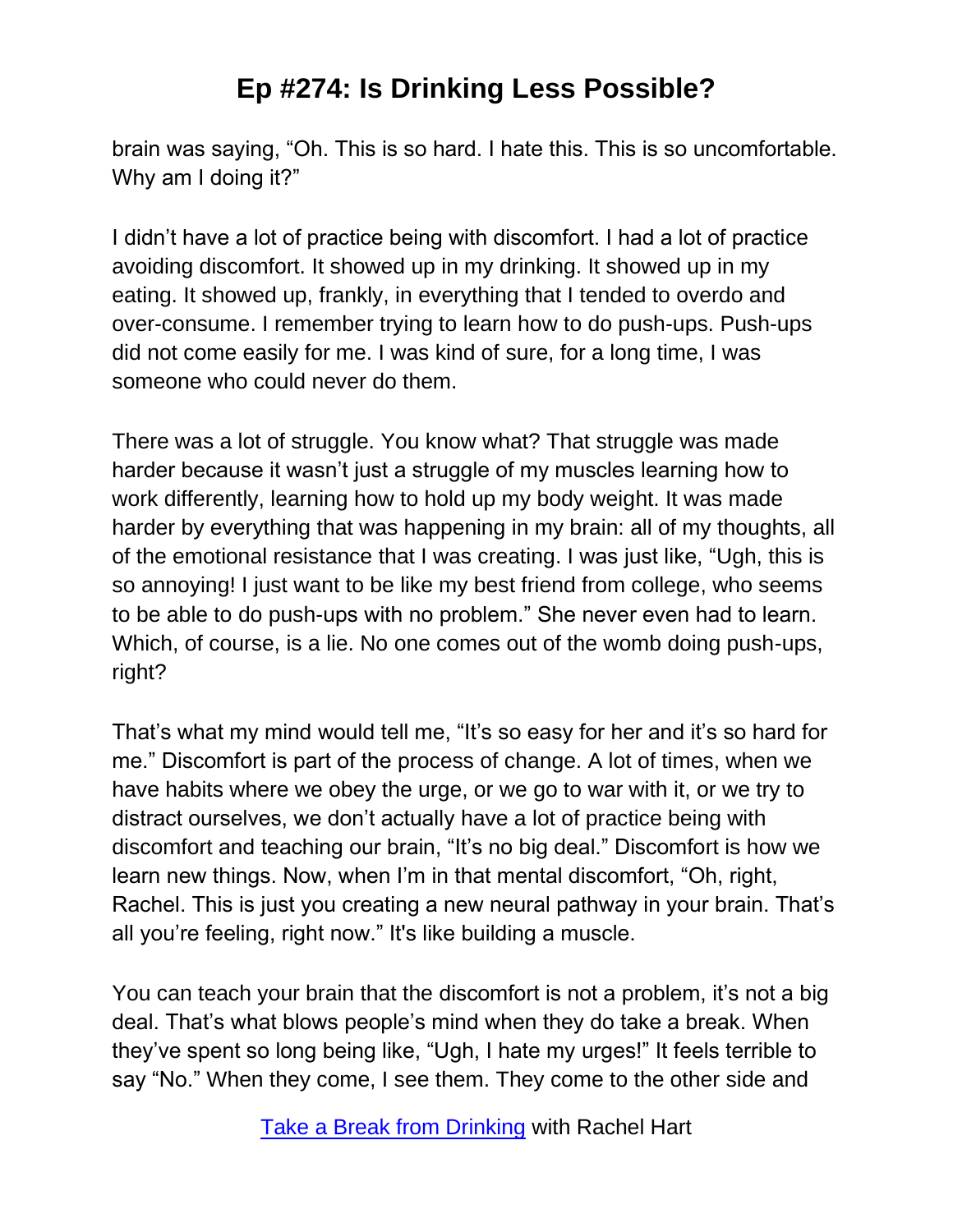brain was saying, "Oh. This is so hard. I hate this. This is so uncomfortable. Why am I doing it?"

I didn't have a lot of practice being with discomfort. I had a lot of practice avoiding discomfort. It showed up in my drinking. It showed up in my eating. It showed up, frankly, in everything that I tended to overdo and over-consume. I remember trying to learn how to do push-ups. Push-ups did not come easily for me. I was kind of sure, for a long time, I was someone who could never do them.

There was a lot of struggle. You know what? That struggle was made harder because it wasn't just a struggle of my muscles learning how to work differently, learning how to hold up my body weight. It was made harder by everything that was happening in my brain: all of my thoughts, all of the emotional resistance that I was creating. I was just like, "Ugh, this is so annoying! I just want to be like my best friend from college, who seems to be able to do push-ups with no problem." She never even had to learn. Which, of course, is a lie. No one comes out of the womb doing push-ups, right?

That's what my mind would tell me, "It's so easy for her and it's so hard for me." Discomfort is part of the process of change. A lot of times, when we have habits where we obey the urge, or we go to war with it, or we try to distract ourselves, we don't actually have a lot of practice being with discomfort and teaching our brain, "It's no big deal." Discomfort is how we learn new things. Now, when I'm in that mental discomfort, "Oh, right, Rachel. This is just you creating a new neural pathway in your brain. That's all you're feeling, right now." It's like building a muscle.

You can teach your brain that the discomfort is not a problem, it's not a big deal. That's what blows people's mind when they do take a break. When they've spent so long being like, "Ugh, I hate my urges!" It feels terrible to say "No." When they come, I see them. They come to the other side and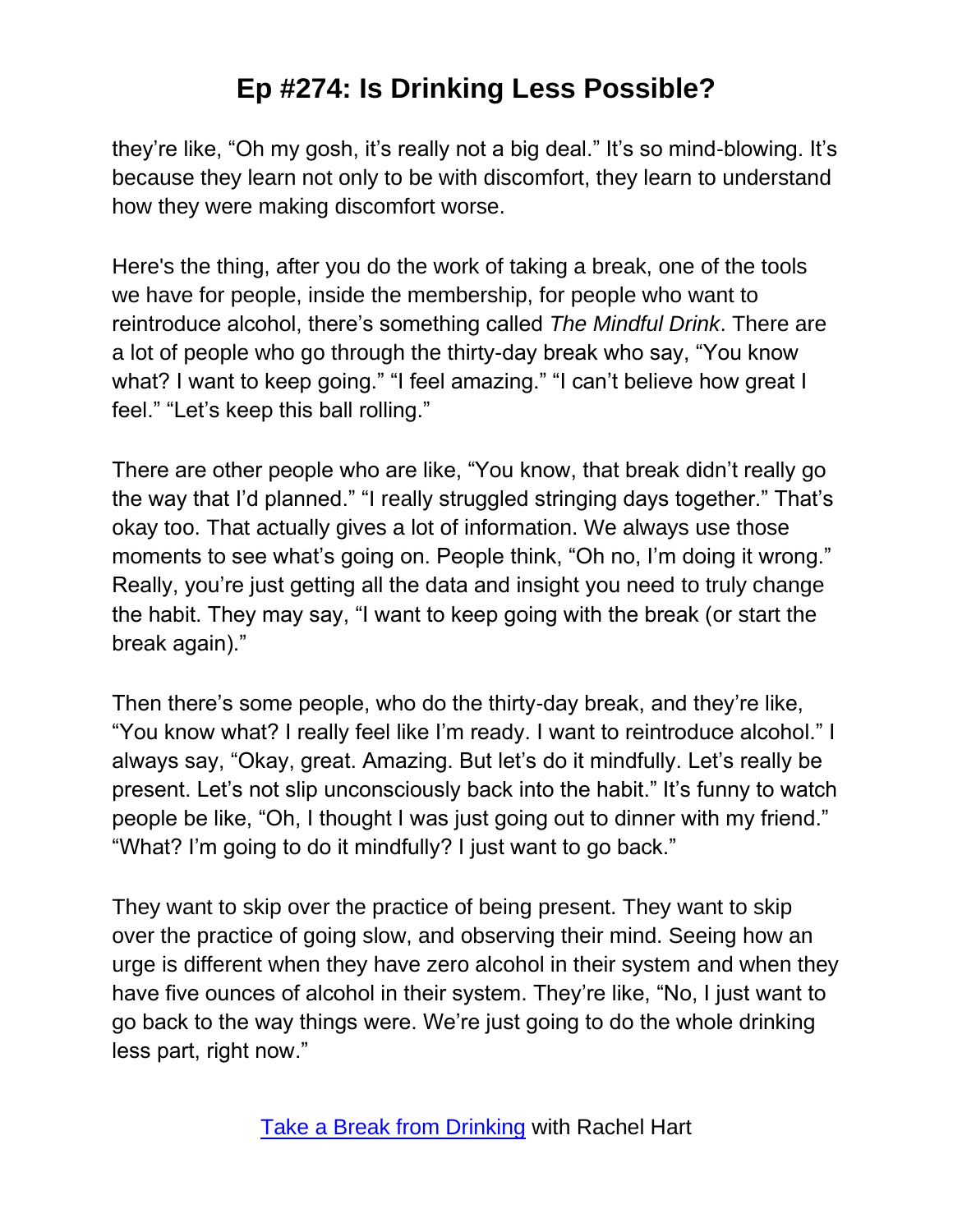they're like, "Oh my gosh, it's really not a big deal." It's so mind-blowing. It's because they learn not only to be with discomfort, they learn to understand how they were making discomfort worse.

Here's the thing, after you do the work of taking a break, one of the tools we have for people, inside the membership, for people who want to reintroduce alcohol, there's something called *The Mindful Drink*. There are a lot of people who go through the thirty-day break who say, "You know what? I want to keep going." "I feel amazing." "I can't believe how great I feel." "Let's keep this ball rolling."

There are other people who are like, "You know, that break didn't really go the way that I'd planned." "I really struggled stringing days together." That's okay too. That actually gives a lot of information. We always use those moments to see what's going on. People think, "Oh no, I'm doing it wrong." Really, you're just getting all the data and insight you need to truly change the habit. They may say, "I want to keep going with the break (or start the break again)."

Then there's some people, who do the thirty-day break, and they're like, "You know what? I really feel like I'm ready. I want to reintroduce alcohol." I always say, "Okay, great. Amazing. But let's do it mindfully. Let's really be present. Let's not slip unconsciously back into the habit." It's funny to watch people be like, "Oh, I thought I was just going out to dinner with my friend." "What? I'm going to do it mindfully? I just want to go back."

They want to skip over the practice of being present. They want to skip over the practice of going slow, and observing their mind. Seeing how an urge is different when they have zero alcohol in their system and when they have five ounces of alcohol in their system. They're like, "No, I just want to go back to the way things were. We're just going to do the whole drinking less part, right now."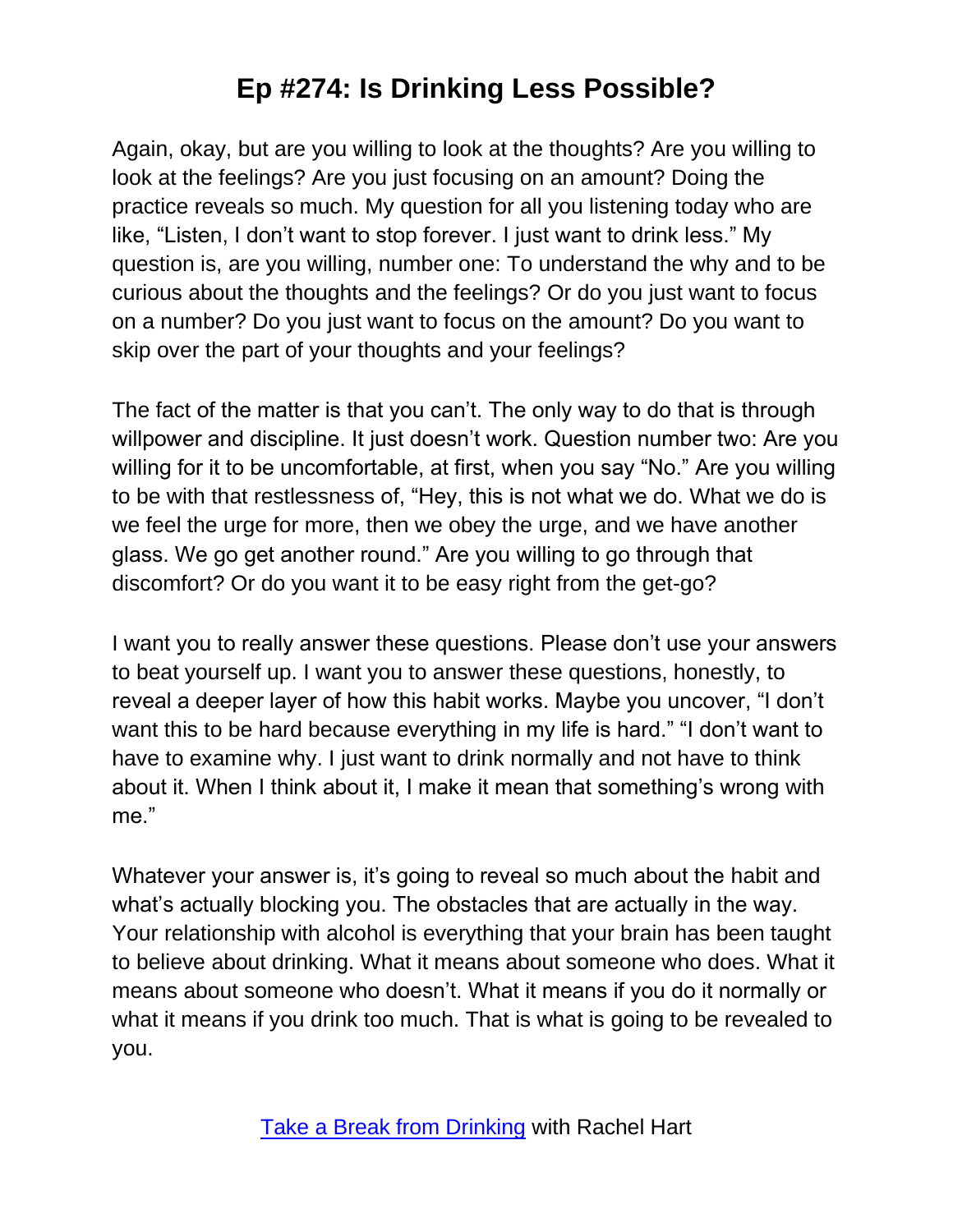Again, okay, but are you willing to look at the thoughts? Are you willing to look at the feelings? Are you just focusing on an amount? Doing the practice reveals so much. My question for all you listening today who are like, "Listen, I don't want to stop forever. I just want to drink less." My question is, are you willing, number one: To understand the why and to be curious about the thoughts and the feelings? Or do you just want to focus on a number? Do you just want to focus on the amount? Do you want to skip over the part of your thoughts and your feelings?

The fact of the matter is that you can't. The only way to do that is through willpower and discipline. It just doesn't work. Question number two: Are you willing for it to be uncomfortable, at first, when you say "No." Are you willing to be with that restlessness of, "Hey, this is not what we do. What we do is we feel the urge for more, then we obey the urge, and we have another glass. We go get another round." Are you willing to go through that discomfort? Or do you want it to be easy right from the get-go?

I want you to really answer these questions. Please don't use your answers to beat yourself up. I want you to answer these questions, honestly, to reveal a deeper layer of how this habit works. Maybe you uncover, "I don't want this to be hard because everything in my life is hard." "I don't want to have to examine why. I just want to drink normally and not have to think about it. When I think about it, I make it mean that something's wrong with me."

Whatever your answer is, it's going to reveal so much about the habit and what's actually blocking you. The obstacles that are actually in the way. Your relationship with alcohol is everything that your brain has been taught to believe about drinking. What it means about someone who does. What it means about someone who doesn't. What it means if you do it normally or what it means if you drink too much. That is what is going to be revealed to you.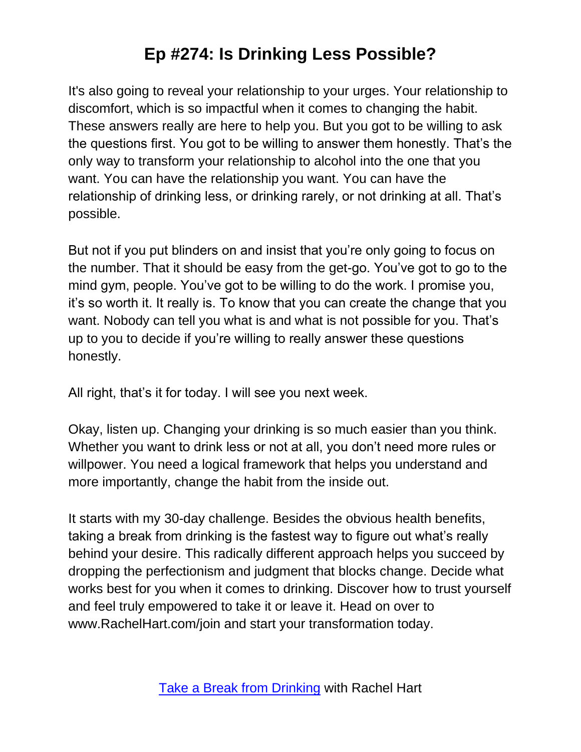It's also going to reveal your relationship to your urges. Your relationship to discomfort, which is so impactful when it comes to changing the habit. These answers really are here to help you. But you got to be willing to ask the questions first. You got to be willing to answer them honestly. That's the only way to transform your relationship to alcohol into the one that you want. You can have the relationship you want. You can have the relationship of drinking less, or drinking rarely, or not drinking at all. That's possible.

But not if you put blinders on and insist that you're only going to focus on the number. That it should be easy from the get-go. You've got to go to the mind gym, people. You've got to be willing to do the work. I promise you, it's so worth it. It really is. To know that you can create the change that you want. Nobody can tell you what is and what is not possible for you. That's up to you to decide if you're willing to really answer these questions honestly.

All right, that's it for today. I will see you next week.

Okay, listen up. Changing your drinking is so much easier than you think. Whether you want to drink less or not at all, you don't need more rules or willpower. You need a logical framework that helps you understand and more importantly, change the habit from the inside out.

It starts with my 30-day challenge. Besides the obvious health benefits, taking a break from drinking is the fastest way to figure out what's really behind your desire. This radically different approach helps you succeed by dropping the perfectionism and judgment that blocks change. Decide what works best for you when it comes to drinking. Discover how to trust yourself and feel truly empowered to take it or leave it. Head on over to www.RachelHart.com/join and start your transformation today.